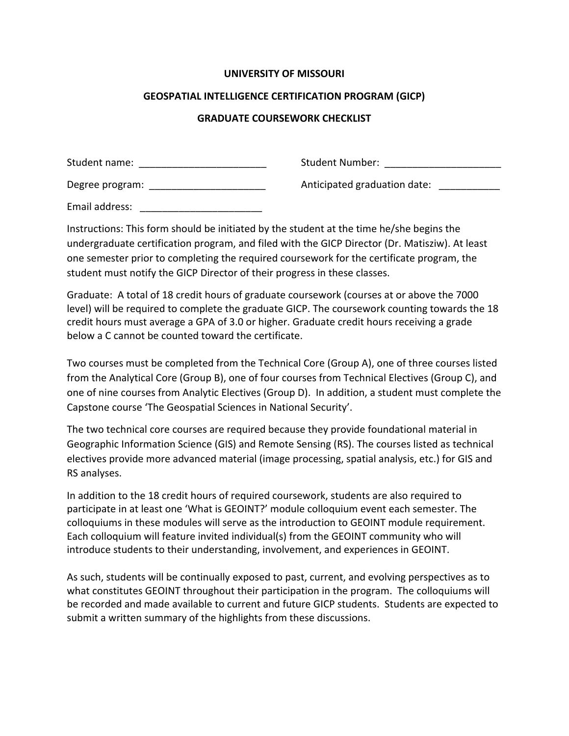**UNIVERSITY OF MISSOURI**

**GEOSPATIAL INTELLIGENCE CERTIFICATION PROGRAM (GICP)**

**GRADUATE COURSEWORK CHECKLIST**

Student name: _______________________ Student Number: _____________________

Degree program: _____________________ Anticipated graduation date: ___________

Email address: ______________________

Instructions: This form should be initiated by the student at the time he/she begins the undergraduate certification program, and filed with the GICP Director (Dr. Matisziw). At least one semester prior to completing the required coursework for the certificate program, the student must notify the GICP Director of their progress in these classes.

Graduate: A total of 18 credit hours of graduate coursework (courses at or above the 7000 level) will be required to complete the graduate GICP. The coursework counting towards the 18 credit hours must average a GPA of 3.0 or higher. Graduate credit hours receiving a grade below a C cannot be counted toward the certificate.

Two courses must be completed from the Technical Core (Group A), one of three courses listed from the Analytical Core (Group B), one of four courses from Technical Electives (Group C), and one of nine courses from Analytic Electives (Group D). In addition, a student must complete the Capstone course 'The Geospatial Sciences in National Security'.

The two technical core courses are required because they provide foundational material in Geographic Information Science (GIS) and Remote Sensing (RS). The courses listed as technical electives provide more advanced material (image processing, spatial analysis, etc.) for GIS and RS analyses.

In addition to the 18 credit hours of required coursework, students are also required to participate in at least one 'What is GEOINT?' module colloquium event each semester. The colloquiums in these modules will serve as the introduction to GEOINT module requirement. Each colloquium will feature invited individual(s) from the GEOINT community who will introduce students to their understanding, involvement, and experiences in GEOINT.

As such, students will be continually exposed to past, current, and evolving perspectives as to what constitutes GEOINT throughout their participation in the program. The colloquiums will be recorded and made available to current and future GICP students. Students are expected to submit a written summary of the highlights from these discussions.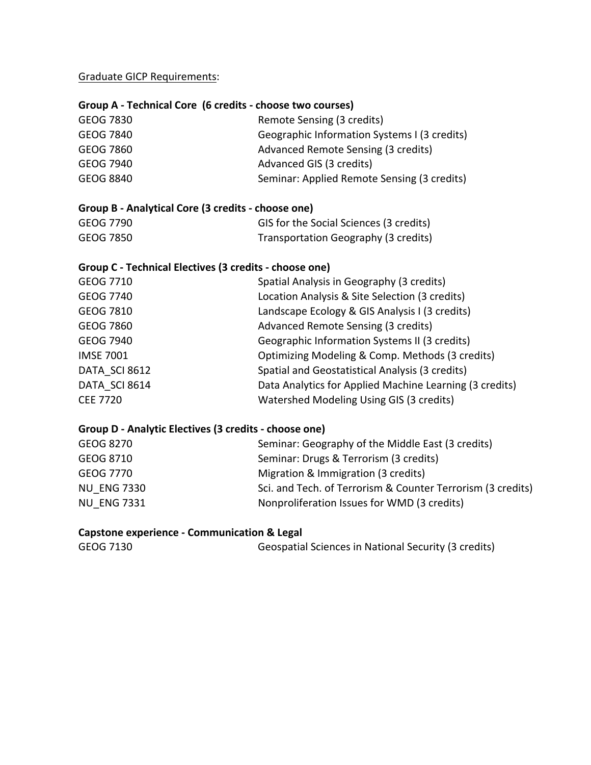Graduate GICP Requirements:

**Group A - Technical Core (6 credits - choose two courses)**

| | |
|---|---|
| GEOG 7830 | Remote Sensing (3 credits) |
| GEOG 7840 | Geographic Information Systems I (3 credits) |
| GEOG 7860 | Advanced Remote Sensing (3 credits) |
| GEOG 7940 | Advanced GIS (3 credits) |
| GEOG 8840 | Seminar: Applied Remote Sensing (3 credits) |

**Group B - Analytical Core (3 credits - choose one)**

| | |
|---|---|
| GEOG 7790 | GIS for the Social Sciences (3 credits) |
| GEOG 7850 | Transportation Geography (3 credits) |

**Group C - Technical Electives (3 credits - choose one)**

| | |
|---|---|
| GEOG 7710 | Spatial Analysis in Geography (3 credits) |
| GEOG 7740 | Location Analysis & Site Selection (3 credits) |
| GEOG 7810 | Landscape Ecology & GIS Analysis I (3 credits) |
| GEOG 7860 | Advanced Remote Sensing (3 credits) |
| GEOG 7940 | Geographic Information Systems II (3 credits) |
| IMSE 7001 | Optimizing Modeling & Comp. Methods (3 credits) |
| DATA_SCI 8612 | Spatial and Geostatistical Analysis (3 credits) |
| DATA_SCI 8614 | Data Analytics for Applied Machine Learning (3 credits) |
| CEE 7720 | Watershed Modeling Using GIS (3 credits) |

**Group D - Analytic Electives (3 credits - choose one)**

| | |
|---|---|
| GEOG 8270 | Seminar: Geography of the Middle East (3 credits) |
| GEOG 8710 | Seminar: Drugs & Terrorism (3 credits) |
| GEOG 7770 | Migration & Immigration (3 credits) |
| NU_ENG 7330 | Sci. and Tech. of Terrorism & Counter Terrorism (3 credits) |
| NU_ENG 7331 | Nonproliferation Issues for WMD (3 credits) |

**Capstone experience - Communication & Legal**

| | |
|---|---|
| GEOG 7130 | Geospatial Sciences in National Security (3 credits) |